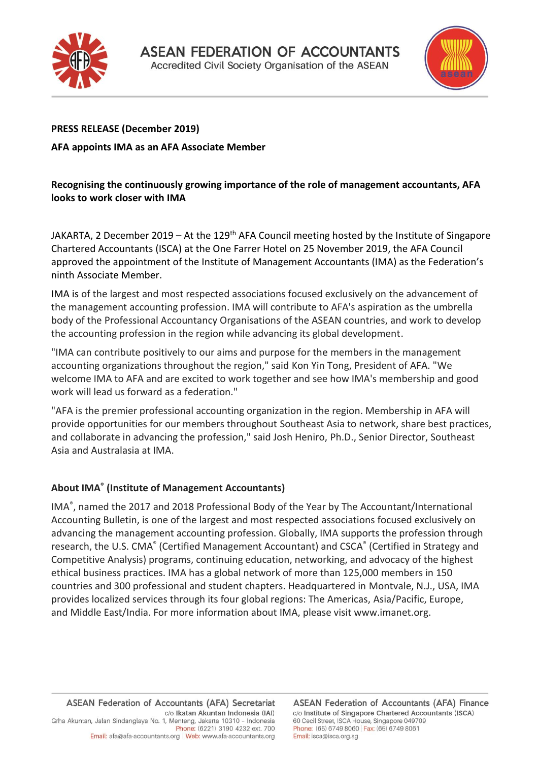# ASEAN FEDERATION OF ACCOUNTANTS

Accredited Civil Society Organisation of the ASEAN

**PRESS RELEASE (December 2019)**

**AFA appoints IMA as an AFA Associate Member**

**Recognising the continuously growing importance of the role of management accountants, AFA looks to work closer with IMA**

JAKARTA, 2 December 2019 – At the 129th AFA Council meeting hosted by the Institute of Singapore Chartered Accountants (ISCA) at the One Farrer Hotel on 25 November 2019, the AFA Council approved the appointment of the Institute of Management Accountants (IMA) as the Federation's ninth Associate Member.

IMA is of the largest and most respected associations focused exclusively on the advancement of the management accounting profession. IMA will contribute to AFA's aspiration as the umbrella body of the Professional Accountancy Organisations of the ASEAN countries, and work to develop the accounting profession in the region while advancing its global development.

"IMA can contribute positively to our aims and purpose for the members in the management accounting organizations throughout the region," said Kon Yin Tong, President of AFA. "We welcome IMA to AFA and are excited to work together and see how IMA's membership and good work will lead us forward as a federation."

"AFA is the premier professional accounting organization in the region. Membership in AFA will provide opportunities for our members throughout Southeast Asia to network, share best practices, and collaborate in advancing the profession," said Josh Heniro, Ph.D., Senior Director, Southeast Asia and Australasia at IMA.

## About IMA® (Institute of Management Accountants)

IMA®, named the 2017 and 2018 Professional Body of the Year by The Accountant/International Accounting Bulletin, is one of the largest and most respected associations focused exclusively on advancing the management accounting profession. Globally, IMA supports the profession through research, the U.S. CMA® (Certified Management Accountant) and CSCA® (Certified in Strategy and Competitive Analysis) programs, continuing education, networking, and advocacy of the highest ethical business practices. IMA has a global network of more than 125,000 members in 150 countries and 300 professional and student chapters. Headquartered in Montvale, N.J., USA, IMA provides localized services through its four global regions: The Americas, Asia/Pacific, Europe, and Middle East/India. For more information about IMA, please visit www.imanet.org.

ASEAN Federation of Accountants (AFA) Secretariat
c/o Ikatan Akuntan Indonesia (IAI)
Grha Akuntan, Jalan Sindanglaya No. 1, Menteng, Jakarta 10310 – Indonesia
Phone: (6221) 3190 4232 ext. 700
Email: afa@afa-accountants.org | Web: www.afa-accountants.org

ASEAN Federation of Accountants (AFA) Finance
c/o Institute of Singapore Chartered Accountants (ISCA)
60 Cecil Street, ISCA House, Singapore 049709
Phone: (65) 6749 8060 | Fax: (65) 6749 8061
Email: isca@isca.org.sg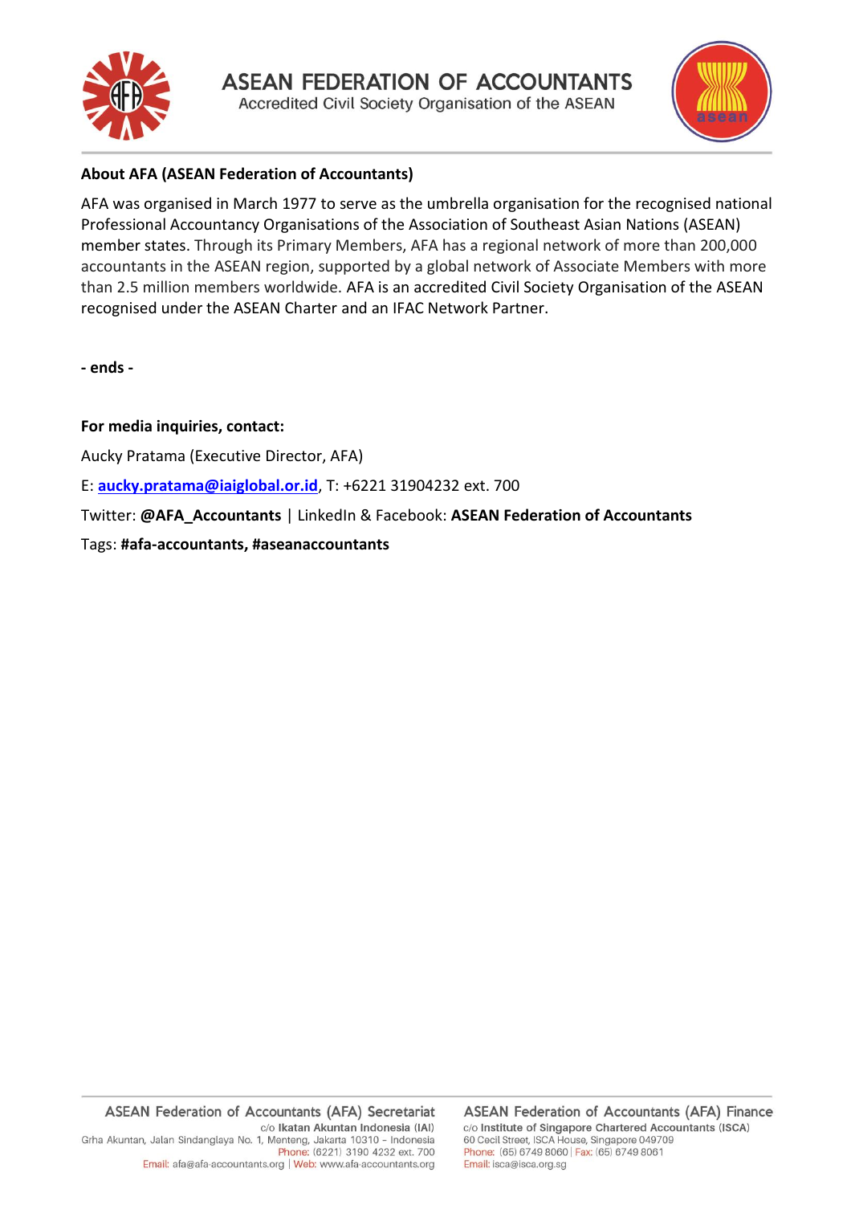**About AFA (ASEAN Federation of Accountants)**

AFA was organised in March 1977 to serve as the umbrella organisation for the recognised national Professional Accountancy Organisations of the Association of Southeast Asian Nations (ASEAN) member states. Through its Primary Members, AFA has a regional network of more than 200,000 accountants in the ASEAN region, supported by a global network of Associate Members with more than 2.5 million members worldwide. AFA is an accredited Civil Society Organisation of the ASEAN recognised under the ASEAN Charter and an IFAC Network Partner.

**- ends -**

**For media inquiries, contact:**

Aucky Pratama (Executive Director, AFA)

E: **aucky.pratama@iaiglobal.or.id**, T: +6221 31904232 ext. 700

Twitter: **@AFA_Accountants** | LinkedIn & Facebook: **ASEAN Federation of Accountants**

Tags: **#afa-accountants, #aseanaccountants**